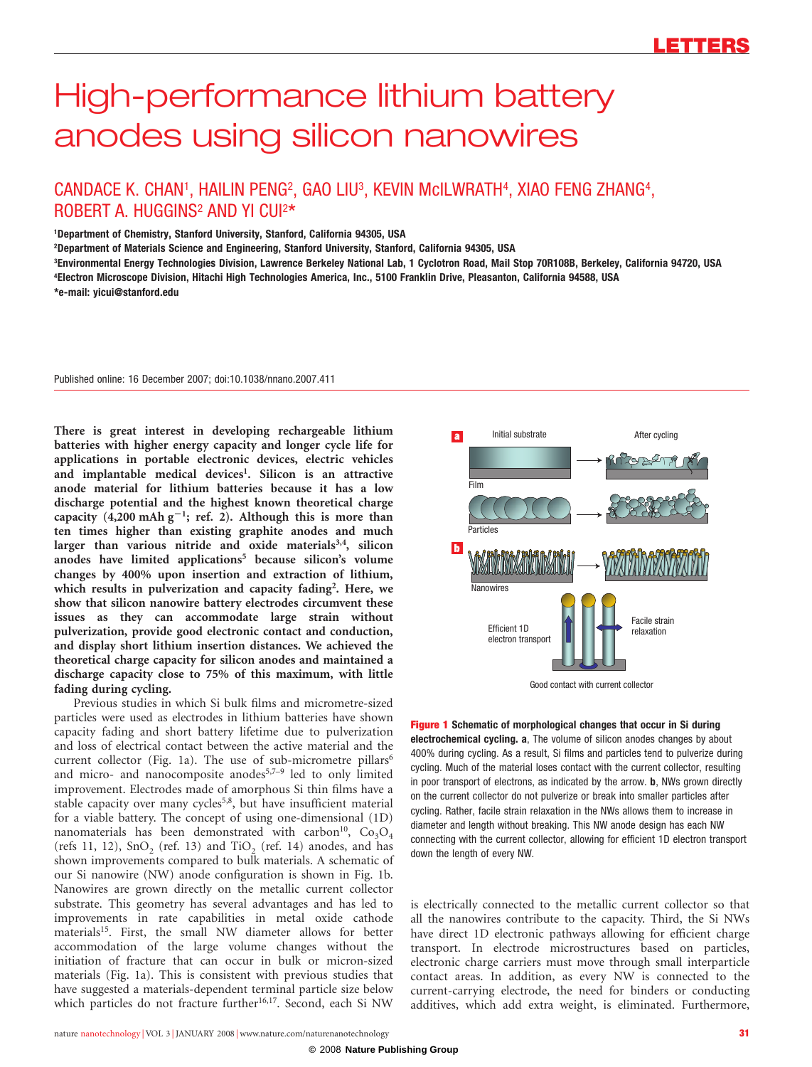# High-performance lithium battery anodes using silicon nanowires

CANDACE K. CHAN[1], HAILIN PENG[2], GAO LIU[3], KEVIN McILWRATH[4], XIAO FENG ZHANG[4], ROBERT A. HUGGINS[2] AND YI CUI[2]*

[1]Department of Chemistry, Stanford University, Stanford, California 94305, USA
[2]Department of Materials Science and Engineering, Stanford University, Stanford, California 94305, USA
[3]Environmental Energy Technologies Division, Lawrence Berkeley National Lab, 1 Cyclotron Road, Mail Stop 70R108B, Berkeley, California 94720, USA
[4]Electron Microscope Division, Hitachi High Technologies America, Inc., 5100 Franklin Drive, Pleasanton, California 94588, USA
*e-mail: yicui@stanford.edu

Published online: 16 December 2007; doi:10.1038/nnano.2007.411

**There is great interest in developing rechargeable lithium batteries with higher energy capacity and longer cycle life for applications in portable electronic devices, electric vehicles and implantable medical devices[1]. Silicon is an attractive anode material for lithium batteries because it has a low discharge potential and the highest known theoretical charge capacity (4,200 mAh $g^{-1}$; ref. 2). Although this is more than ten times higher than existing graphite anodes and much larger than various nitride and oxide materials[3,4], silicon anodes have limited applications[5] because silicon's volume changes by 400% upon insertion and extraction of lithium, which results in pulverization and capacity fading[2]. Here, we show that silicon nanowire battery electrodes circumvent these issues as they can accommodate large strain without pulverization, provide good electronic contact and conduction, and display short lithium insertion distances. We achieved the theoretical charge capacity for silicon anodes and maintained a discharge capacity close to 75% of this maximum, with little fading during cycling.**

Previous studies in which Si bulk films and micrometre-sized particles were used as electrodes in lithium batteries have shown capacity fading and short battery lifetime due to pulverization and loss of electrical contact between the active material and the current collector (Fig. 1a). The use of sub-micrometre pillars[6] and micro- and nanocomposite anodes[5,7–9] led to only limited improvement. Electrodes made of amorphous Si thin films have a stable capacity over many cycles[5,8], but have insufficient material for a viable battery. The concept of using one-dimensional (1D) nanomaterials has been demonstrated with carbon[10], $Co_3O_4$ (refs 11, 12), $SnO_2$ (ref. 13) and $TiO_2$ (ref. 14) anodes, and has shown improvements compared to bulk materials. A schematic of our Si nanowire (NW) anode configuration is shown in Fig. 1b. Nanowires are grown directly on the metallic current collector substrate. This geometry has several advantages and has led to improvements in rate capabilities in metal oxide cathode materials[15]. First, the small NW diameter allows for better accommodation of the large volume changes without the initiation of fracture that can occur in bulk or micron-sized materials (Fig. 1a). This is consistent with previous studies that have suggested a materials-dependent terminal particle size below which particles do not fracture further[16,17]. Second, each Si NW is electrically connected to the metallic current collector so that all the nanowires contribute to the capacity. Third, the Si NWs have direct 1D electronic pathways allowing for efficient charge transport. In electrode microstructures based on particles, electronic charge carriers must move through small interparticle contact areas. In addition, as every NW is connected to the current-carrying electrode, the need for binders or conducting additives, which add extra weight, is eliminated. Furthermore,

**Figure 1 Schematic of morphological changes that occur in Si during electrochemical cycling. a**, The volume of silicon anodes changes by about 400% during cycling. As a result, Si films and particles tend to pulverize during cycling. Much of the material loses contact with the current collector, resulting in poor transport of electrons, as indicated by the arrow. **b**, NWs grown directly on the current collector do not pulverize or break into smaller particles after cycling. Rather, facile strain relaxation in the NWs allows them to increase in diameter and length without breaking. This NW anode design has each NW connecting with the current collector, allowing for efficient 1D electron transport down the length of every NW.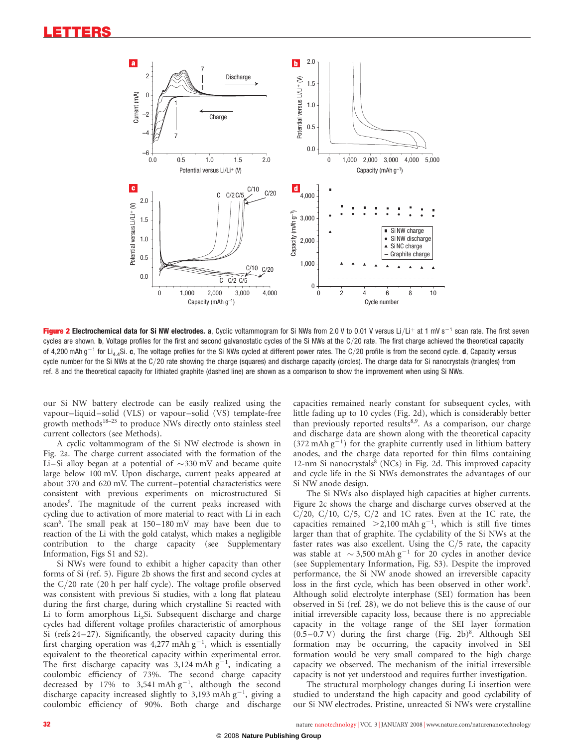**Figure 2 Electrochemical data for Si NW electrodes. a**, Cyclic voltammogram for Si NWs from 2.0 V to 0.01 V versus Li/Li$^+$ at 1 mV s$^{-1}$ scan rate. The first seven cycles are shown. **b**, Voltage profiles for the first and second galvanostatic cycles of the Si NWs at the C/20 rate. The first charge achieved the theoretical capacity of 4,200 mAh g$^{-1}$ for $Li_{4.4}Si$. **c**, The voltage profiles for the Si NWs cycled at different power rates. The C/20 profile is from the second cycle. **d**, Capacity versus cycle number for the Si NWs at the C/20 rate showing the charge (squares) and discharge capacity (circles). The charge data for Si nanocrystals (triangles) from ref. 8 and the theoretical capacity for lithiated graphite (dashed line) are shown as a comparison to show the improvement when using Si NWs.

our Si NW battery electrode can be easily realized using the vapour–liquid–solid (VLS) or vapour–solid (VS) template-free growth methods[18–23] to produce NWs directly onto stainless steel current collectors (see Methods).

A cyclic voltammogram of the Si NW electrode is shown in Fig. 2a. The charge current associated with the formation of the Li–Si alloy began at a potential of ~330 mV and became quite large below 100 mV. Upon discharge, current peaks appeared at about 370 and 620 mV. The current–potential characteristics were consistent with previous experiments on microstructured Si anodes[6]. The magnitude of the current peaks increased with cycling due to activation of more material to react with Li in each scan[6]. The small peak at 150–180 mV may have been due to reaction of the Li with the gold catalyst, which makes a negligible contribution to the charge capacity (see Supplementary Information, Figs S1 and S2).

Si NWs were found to exhibit a higher capacity than other forms of Si (ref. 5). Figure 2b shows the first and second cycles at the C/20 rate (20 h per half cycle). The voltage profile observed was consistent with previous Si studies, with a long flat plateau during the first charge, during which crystalline Si reacted with Li to form amorphous $Li_xSi$. Subsequent discharge and charge cycles had different voltage profiles characteristic of amorphous Si (refs 24–27). Significantly, the observed capacity during this first charging operation was 4,277 mAh g$^{-1}$, which is essentially equivalent to the theoretical capacity within experimental error. The first discharge capacity was 3,124 mAh g$^{-1}$, indicating a coulombic efficiency of 73%. The second charge capacity decreased by 17% to 3,541 mAh g$^{-1}$, although the second discharge capacity increased slightly to 3,193 mAh g$^{-1}$, giving a coulombic efficiency of 90%. Both charge and discharge capacities remained nearly constant for subsequent cycles, with little fading up to 10 cycles (Fig. 2d), which is considerably better than previously reported results[8,9]. As a comparison, our charge and discharge data are shown along with the theoretical capacity (372 mAh g$^{-1}$) for the graphite currently used in lithium battery anodes, and the charge data reported for thin films containing 12-nm Si nanocrystals[8] (NCs) in Fig. 2d. This improved capacity and cycle life in the Si NWs demonstrates the advantages of our Si NW anode design.

The Si NWs also displayed high capacities at higher currents. Figure 2c shows the charge and discharge curves observed at the C/20, C/10, C/5, C/2 and 1C rates. Even at the 1C rate, the capacities remained >2,100 mAh g$^{-1}$, which is still five times larger than that of graphite. The cyclability of the Si NWs at the faster rates was also excellent. Using the C/5 rate, the capacity was stable at ~3,500 mAh g$^{-1}$ for 20 cycles in another device (see Supplementary Information, Fig. S3). Despite the improved performance, the Si NW anode showed an irreversible capacity loss in the first cycle, which has been observed in other work[5]. Although solid electrolyte interphase (SEI) formation has been observed in Si (ref. 28), we do not believe this is the cause of our initial irreversible capacity loss, because there is no appreciable capacity in the voltage range of the SEI layer formation (0.5–0.7 V) during the first charge (Fig. 2b)[8]. Although SEI formation may be occurring, the capacity involved in SEI formation would be very small compared to the high charge capacity we observed. The mechanism of the initial irreversible capacity is not yet understood and requires further investigation.

The structural morphology changes during Li insertion were studied to understand the high capacity and good cyclability of our Si NW electrodes. Pristine, unreacted Si NWs were crystalline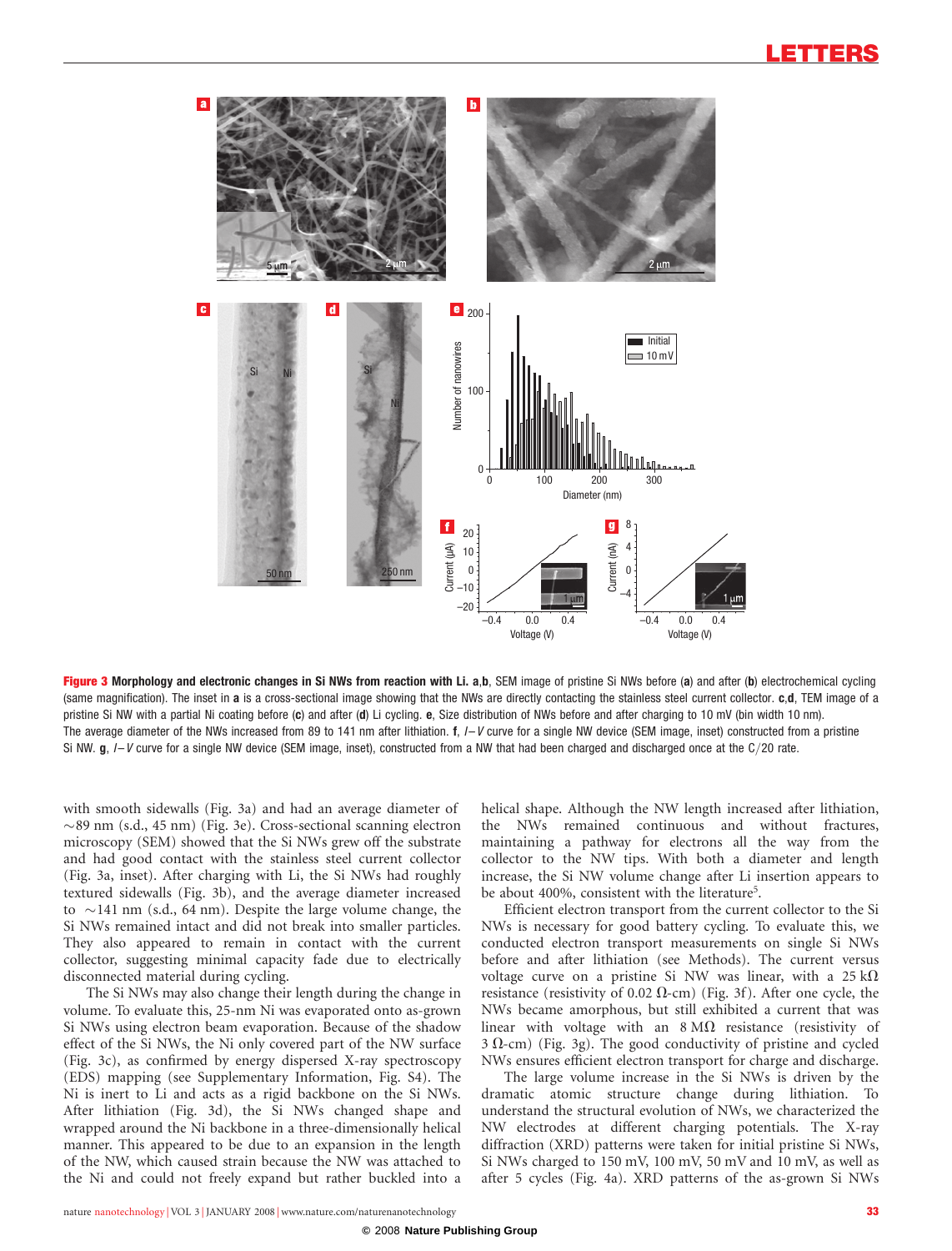**Figure 3 Morphology and electronic changes in Si NWs from reaction with Li. a**,**b**, SEM image of pristine Si NWs before (**a**) and after (**b**) electrochemical cycling (same magnification). The inset in **a** is a cross-sectional image showing that the NWs are directly contacting the stainless steel current collector. **c**,**d**, TEM image of a pristine Si NW with a partial Ni coating before (**c**) and after (**d**) Li cycling. **e**, Size distribution of NWs before and after charging to 10 mV (bin width 10 nm). The average diameter of the NWs increased from 89 to 141 nm after lithiation. **f**, *I–V* curve for a single NW device (SEM image, inset) constructed from a pristine Si NW. **g**, *I–V* curve for a single NW device (SEM image, inset), constructed from a NW that had been charged and discharged once at the C/20 rate.

with smooth sidewalls (Fig. 3a) and had an average diameter of ~89 nm (s.d., 45 nm) (Fig. 3e). Cross-sectional scanning electron microscopy (SEM) showed that the Si NWs grew off the substrate and had good contact with the stainless steel current collector (Fig. 3a, inset). After charging with Li, the Si NWs had roughly textured sidewalls (Fig. 3b), and the average diameter increased to ~141 nm (s.d., 64 nm). Despite the large volume change, the Si NWs remained intact and did not break into smaller particles. They also appeared to remain in contact with the current collector, suggesting minimal capacity fade due to electrically disconnected material during cycling.

The Si NWs may also change their length during the change in volume. To evaluate this, 25-nm Ni was evaporated onto as-grown Si NWs using electron beam evaporation. Because of the shadow effect of the Si NWs, the Ni only covered part of the NW surface (Fig. 3c), as confirmed by energy dispersed X-ray spectroscopy (EDS) mapping (see Supplementary Information, Fig. S4). The Ni is inert to Li and acts as a rigid backbone on the Si NWs. After lithiation (Fig. 3d), the Si NWs changed shape and wrapped around the Ni backbone in a three-dimensionally helical manner. This appeared to be due to an expansion in the length of the NW, which caused strain because the NW was attached to the Ni and could not freely expand but rather buckled into a helical shape. Although the NW length increased after lithiation, the NWs remained continuous and without fractures, maintaining a pathway for electrons all the way from the collector to the NW tips. With both a diameter and length increase, the Si NW volume change after Li insertion appears to be about 400%, consistent with the literature[5].

Efficient electron transport from the current collector to the Si NWs is necessary for good battery cycling. To evaluate this, we conducted electron transport measurements on single Si NWs before and after lithiation (see Methods). The current versus voltage curve on a pristine Si NW was linear, with a 25 k$\Omega$ resistance (resistivity of 0.02 $\Omega$-cm) (Fig. 3f). After one cycle, the NWs became amorphous, but still exhibited a current that was linear with voltage with an 8 M$\Omega$ resistance (resistivity of 3 $\Omega$-cm) (Fig. 3g). The good conductivity of pristine and cycled NWs ensures efficient electron transport for charge and discharge.

The large volume increase in the Si NWs is driven by the dramatic atomic structure change during lithiation. To understand the structural evolution of NWs, we characterized the NW electrodes at different charging potentials. The X-ray diffraction (XRD) patterns were taken for initial pristine Si NWs, Si NWs charged to 150 mV, 100 mV, 50 mV and 10 mV, as well as after 5 cycles (Fig. 4a). XRD patterns of the as-grown Si NWs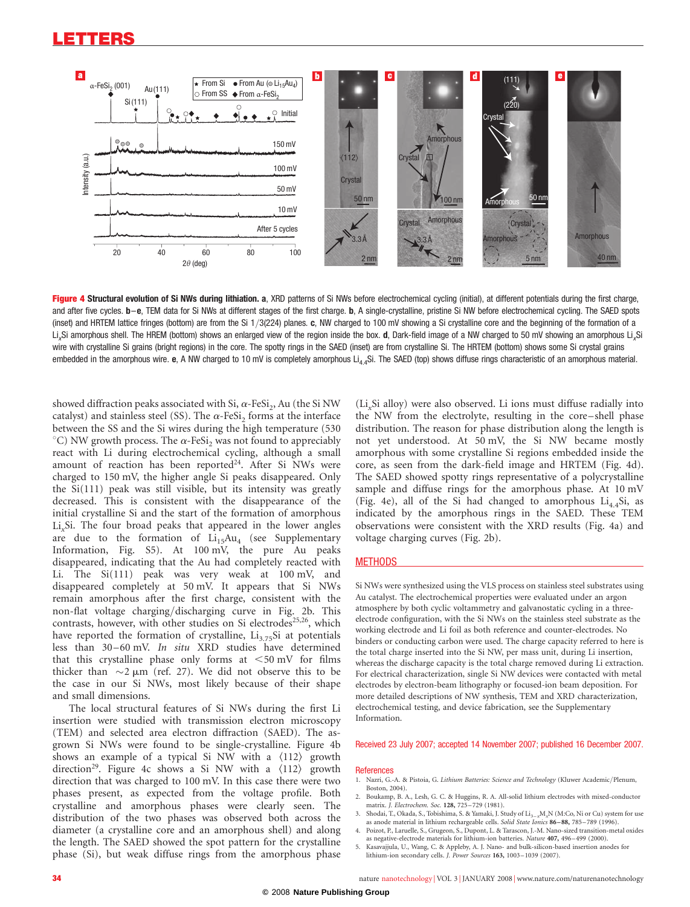**Figure 4 Structural evolution of Si NWs during lithiation.** **a**, XRD patterns of Si NWs before electrochemical cycling (initial), at different potentials during the first charge, and after five cycles. **b**–**e**, TEM data for Si NWs at different stages of the first charge. **b**, A single-crystalline, pristine Si NW before electrochemical cycling. The SAED spots (inset) and HRTEM lattice fringes (bottom) are from the Si 1/3(224) planes. **c**, NW charged to 100 mV showing a Si crystalline core and the beginning of the formation of a $Li_xSi$ amorphous shell. The HREM (bottom) shows an enlarged view of the region inside the box. **d**, Dark-field image of a NW charged to 50 mV showing an amorphous $Li_xSi$ wire with crystalline Si grains (bright regions) in the core. The spotty rings in the SAED (inset) are from crystalline Si. The HRTEM (bottom) shows some Si crystal grains embedded in the amorphous wire. **e**, A NW charged to 10 mV is completely amorphous $Li_{4.4}Si$. The SAED (top) shows diffuse rings characteristic of an amorphous material.

showed diffraction peaks associated with Si, α-$FeSi_2$, Au (the Si NW catalyst) and stainless steel (SS). The α-$FeSi_2$ forms at the interface between the SS and the Si wires during the high temperature (530 °C) NW growth process. The α-$FeSi_2$ was not found to appreciably react with Li during electrochemical cycling, although a small amount of reaction has been reported[24]. After Si NWs were charged to 150 mV, the higher angle Si peaks disappeared. Only the Si(111) peak was still visible, but its intensity was greatly decreased. This is consistent with the disappearance of the initial crystalline Si and the start of the formation of amorphous $Li_xSi$. The four broad peaks that appeared in the lower angles are due to the formation of $Li_{15}Au_4$ (see Supplementary Information, Fig. S5). At 100 mV, the pure Au peaks disappeared, indicating that the Au had completely reacted with Li. The Si(111) peak was very weak at 100 mV, and disappeared completely at 50 mV. It appears that Si NWs remain amorphous after the first charge, consistent with the non-flat voltage charging/discharging curve in Fig. 2b. This contrasts, however, with other studies on Si electrodes[25,26], which have reported the formation of crystalline, $Li_{3.75}Si$ at potentials less than 30–60 mV. *In situ* XRD studies have determined that this crystalline phase only forms at <50 mV for films thicker than ~2 μm (ref. 27). We did not observe this to be the case in our Si NWs, most likely because of their shape and small dimensions.

The local structural features of Si NWs during the first Li insertion were studied with transmission electron microscopy (TEM) and selected area electron diffraction (SAED). The as-grown Si NWs were found to be single-crystalline. Figure 4b shows an example of a typical Si NW with a ⟨112⟩ growth direction[29]. Figure 4c shows a Si NW with a ⟨112⟩ growth direction that was charged to 100 mV. In this case there were two phases present, as expected from the voltage profile. Both crystalline and amorphous phases were clearly seen. The distribution of the two phases was observed both across the diameter (a crystalline core and an amorphous shell) and along the length. The SAED showed the spot pattern for the crystalline phase (Si), but weak diffuse rings from the amorphous phase ($Li_xSi$ alloy) were also observed. Li ions must diffuse radially into the NW from the electrolyte, resulting in the core–shell phase distribution. The reason for phase distribution along the length is not yet understood. At 50 mV, the Si NW became mostly amorphous with some crystalline Si regions embedded inside the core, as seen from the dark-field image and HRTEM (Fig. 4d). The SAED showed spotty rings representative of a polycrystalline sample and diffuse rings for the amorphous phase. At 10 mV (Fig. 4e), all of the Si had changed to amorphous $Li_{4.4}Si$, as indicated by the amorphous rings in the SAED. These TEM observations were consistent with the XRD results (Fig. 4a) and voltage charging curves (Fig. 2b).

## METHODS

Si NWs were synthesized using the VLS process on stainless steel substrates using Au catalyst. The electrochemical properties were evaluated under an argon atmosphere by both cyclic voltammetry and galvanostatic cycling in a three-electrode configuration, with the Si NWs on the stainless steel substrate as the working electrode and Li foil as both reference and counter-electrodes. No binders or conducting carbon were used. The charge capacity referred to here is the total charge inserted into the Si NW, per mass unit, during Li insertion, whereas the discharge capacity is the total charge removed during Li extraction. For electrical characterization, single Si NW devices were contacted with metal electrodes by electron-beam lithography or focused-ion beam deposition. For more detailed descriptions of NW synthesis, TEM and XRD characterization, electrochemical testing, and device fabrication, see the Supplementary Information.

Received 23 July 2007; accepted 14 November 2007; published 16 December 2007.

## References

1. Nazri, G.-A. & Pistoia, G. *Lithium Batteries: Science and Technology* (Kluwer Academic/Plenum, Boston, 2004).
2. Boukamp, B. A., Lesh, G. C. & Huggins, R. A. All-solid lithium electrodes with mixed-conductor matrix. *J. Electrochem. Soc.* **128,** 725–729 (1981).
3. Shodai, T., Okada, S., Tobishima, S. & Yamaki, J. Study of $Li_{3-x}M_xN$ (M:Co, Ni or Cu) system for use as anode material in lithium rechargeable cells. *Solid State Ionics* **86–88,** 785–789 (1996).
4. Poizot, P., Laruelle, S., Grugeon, S., Dupont, L. & Tarascon, J.-M. Nano-sized transition-metal oxides as negative-electrode materials for lithium-ion batteries. *Nature* **407,** 496–499 (2000).
5. Kasavajjula, U., Wang, C. & Appleby, A. J. Nano- and bulk-silicon-based insertion anodes for lithium-ion secondary cells. *J. Power Sources* **163,** 1003–1039 (2007).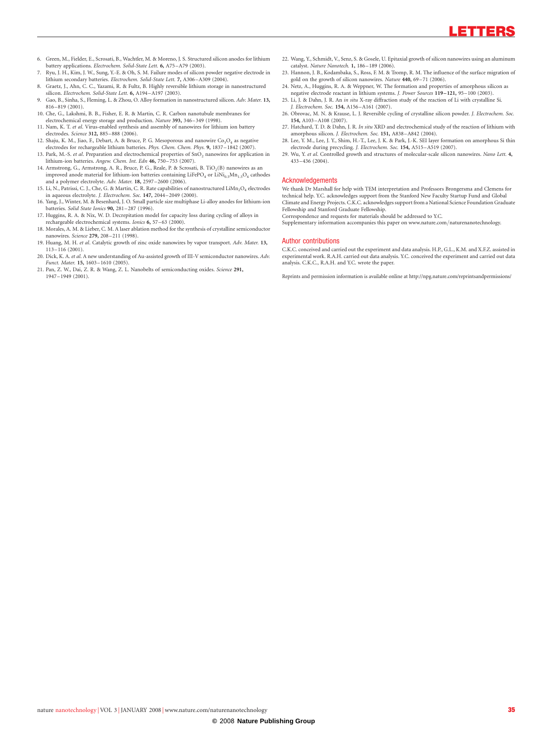6. Green, M., Fielder, E., Scrosati, B., Wachtler, M. & Moreno, J. S. Structured silicon anodes for lithium battery applications. *Electrochem. Solid-State Lett.* **6,** A75–A79 (2003).
7. Ryu, J. H., Kim, J. W., Sung, Y.-E. & Oh, S. M. Failure modes of silicon powder negative electrode in lithium secondary batteries. *Electrochem. Solid-State Lett.* **7,** A306–A309 (2004).
8. Graetz, J., Ahn, C. C., Yazami, R. & Fultz, B. Highly reversible lithium storage in nanostructured silicon. *Electrochem. Solid-State Lett.* **6,** A194–A197 (2003).
9. Gao, B., Sinha, S., Fleming, L. & Zhou, O. Alloy formation in nanostructured silicon. *Adv. Mater.* **13,** 816–819 (2001).
10. Che, G., Lakshmi, B. B., Fisher, E. R. & Martin, C. R. Carbon nanotubule membranes for electrochemical energy storage and production. *Nature* **393,** 346–349 (1998).
11. Nam, K. T. *et al.* Virus-enabled synthesis and assembly of nanowires for lithium ion battery electrodes. *Science* **312,** 885–888 (2006).
12. Shaju, K. M., Jiao, F., Debart, A. & Bruce, P. G. Mesoporous and nanowire $Co_3O_4$ as negative electrodes for rechargeable lithium batteries. *Phys. Chem. Chem. Phys.* **9,** 1837–1842 (2007).
13. Park, M.-S. *et al.* Preparation and electrochemical properties of $SnO_2$ nanowires for application in lithium-ion batteries. *Angew. Chem. Int. Edn* **46,** 750–753 (2007).
14. Armstrong, G., Armstrong, A. R., Bruce, P. G., Reale, P. & Scrosati, B. $TiO_2$(B) nanowires as an improved anode material for lithium-ion batteries containing $LiFePO_4$ or $LiNi_{0.5}Mn_{1.5}O_4$ cathodes and a polymer electrolyte. *Adv. Mater.* **18,** 2597–2600 (2006).
15. Li, N., Patrissi, C. J., Che, G. & Martin, C. R. Rate capabilities of nanostructured $LiMn_2O_4$ electrodes in aqueous electrolyte. *J. Electrochem. Soc.* **147,** 2044–2049 (2000).
16. Yang, J., Winter, M. & Besenhard, J. O. Small particle size multiphase Li-alloy anodes for lithium-ion batteries. *Solid State Ionics* **90,** 281–287 (1996).
17. Huggins, R. A. & Nix, W. D. Decrepitation model for capacity loss during cycling of alloys in rechargeable electrochemical systems. *Ionics* **6,** 57–63 (2000).
18. Morales, A. M. & Lieber, C. M. A laser ablation method for the synthesis of crystalline semiconductor nanowires. *Science* **279,** 208–211 (1998).
19. Huang, M. H. *et al.* Catalytic growth of zinc oxide nanowires by vapor transport. *Adv. Mater.* **13,** 113–116 (2001).
20. Dick, K. A. *et al.* A new understanding of Au-assisted growth of III-V semiconductor nanowires. *Adv. Funct. Mater.* **15,** 1603–1610 (2005).
21. Pan, Z. W., Dai, Z. R. & Wang, Z. L. Nanobelts of semiconducting oxides. *Science* **291,** 1947–1949 (2001).
22. Wang, Y., Schmidt, V., Senz, S. & Gosele, U. Epitaxial growth of silicon nanowires using an aluminum catalyst. *Nature Nanotech.* **1,** 186–189 (2006).
23. Hannon, J. B., Kodambaka, S., Ross, F. M. & Tromp, R. M. The influence of the surface migration of gold on the growth of silicon nanowires. *Nature* **440,** 69–71 (2006).
24. Netz, A., Huggins, R. A. & Weppner, W. The formation and properties of amorphous silicon as negative electrode reactant in lithium systems. *J. Power Sources* **119–121,** 95–100 (2003).
25. Li, J. & Dahn, J. R. An *in situ* X-ray diffraction study of the reaction of Li with crystalline Si. *J. Electrochem. Soc.* **154,** A156–A161 (2007).
26. Obrovac, M. N. & Krause, L. J. Reversible cycling of crystalline silicon powder. *J. Electrochem. Soc.* **154,** A103–A108 (2007).
27. Hatchard, T. D. & Dahn, J. R. *In situ* XRD and electrochemical study of the reaction of lithium with amorphous silicon. *J. Electrochem. Soc.* **151,** A838–A842 (2004).
28. Lee, Y. M., Lee, J. Y., Shim, H.-T., Lee, J. K. & Park, J.-K. SEI layer formation on amorphous Si thin electrode during precycling. *J. Electrochem. Soc.* **154,** A515–A519 (2007).
29. Wu, Y. *et al.* Controlled growth and structures of molecular-scale silicon nanowires. *Nano Lett.* **4,** 433–436 (2004).

## Acknowledgements

We thank Dr Marshall for help with TEM interpretation and Professors Brongersma and Clemens for technical help. Y.C. acknowledges support from the Stanford New Faculty Startup Fund and Global Climate and Energy Projects. C.K.C. acknowledges support from a National Science Foundation Graduate Fellowship and Stanford Graduate Fellowship.

Correspondence and requests for materials should be addressed to Y.C.

Supplementary information accompanies this paper on www.nature.com/naturenanotechnology.

## Author contributions

C.K.C. conceived and carried out the experiment and data analysis. H.P., G.L., K.M. and X.F.Z. assisted in experimental work. R.A.H. carried out data analysis. Y.C. conceived the experiment and carried out data analysis. C.K.C., R.A.H. and Y.C. wrote the paper.

Reprints and permission information is available online at http://npg.nature.com/reprintsandpermissions/